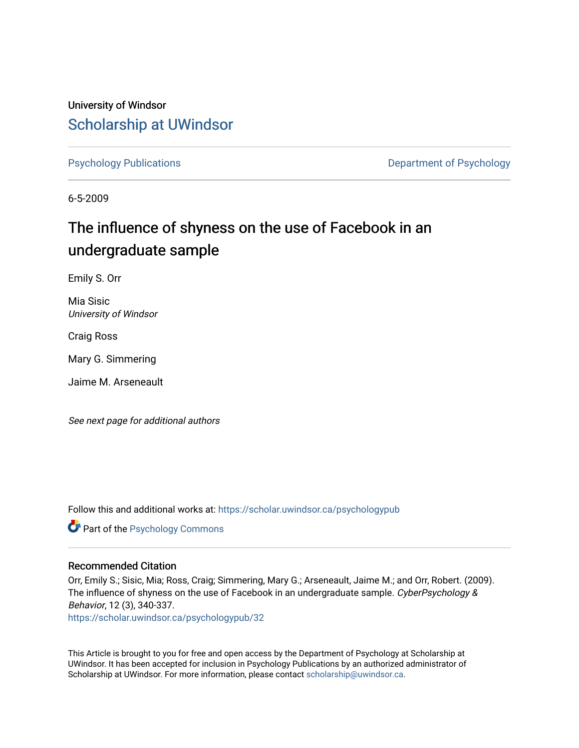University of Windsor

# Scholarship at UWindsor

Psychology Publications

Department of Psychology

6-5-2009

# The influence of shyness on the use of Facebook in an undergraduate sample

Emily S. Orr

Mia Sisic
*University of Windsor*

Craig Ross

Mary G. Simmering

Jaime M. Arseneault

*See next page for additional authors*

Follow this and additional works at: https://scholar.uwindsor.ca/psychologypub

Part of the Psychology Commons

## Recommended Citation

Orr, Emily S.; Sisic, Mia; Ross, Craig; Simmering, Mary G.; Arseneault, Jaime M.; and Orr, Robert. (2009). The influence of shyness on the use of Facebook in an undergraduate sample. *CyberPsychology & Behavior*, 12 (3), 340-337.
https://scholar.uwindsor.ca/psychologypub/32

This Article is brought to you for free and open access by the Department of Psychology at Scholarship at UWindsor. It has been accepted for inclusion in Psychology Publications by an authorized administrator of Scholarship at UWindsor. For more information, please contact scholarship@uwindsor.ca.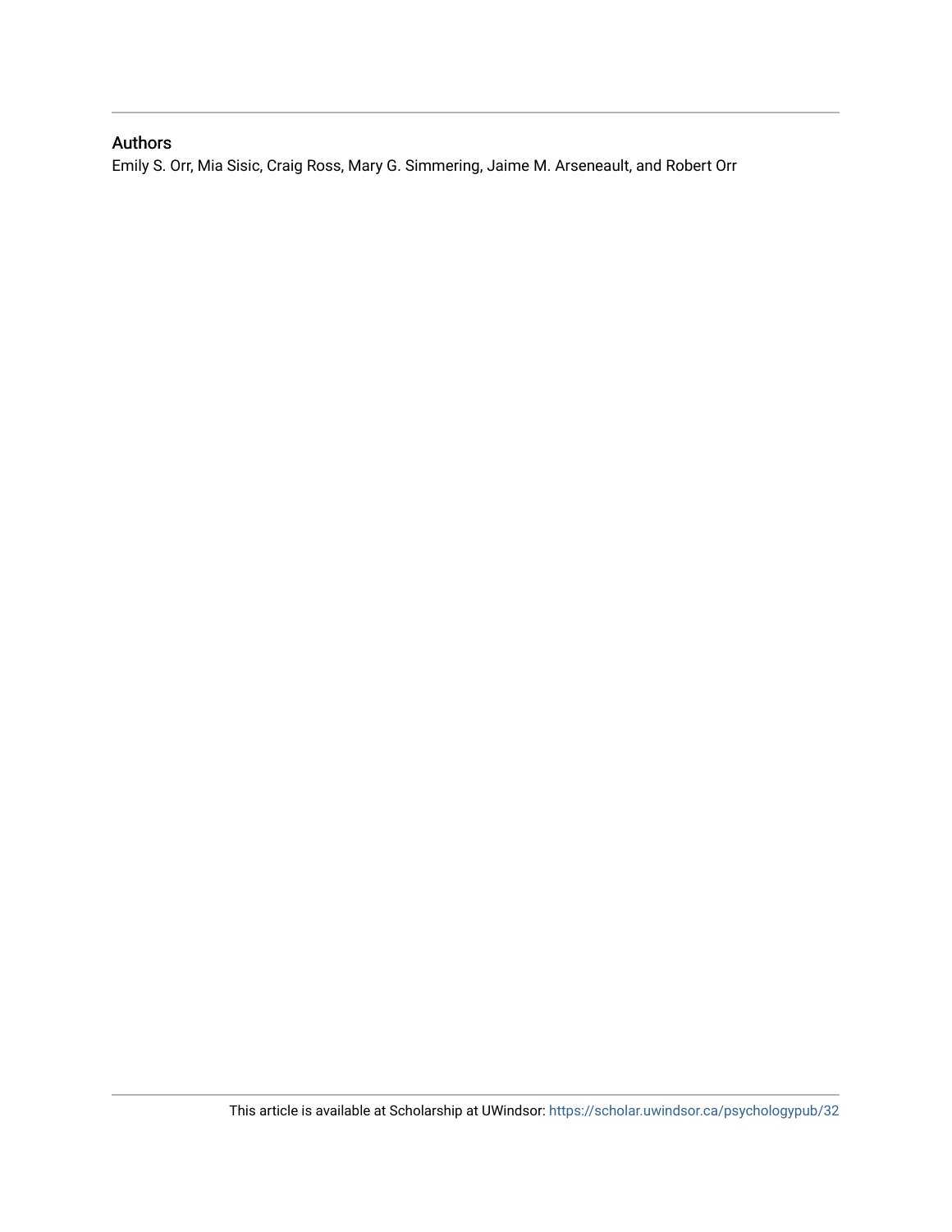## Authors

Emily S. Orr, Mia Sisic, Craig Ross, Mary G. Simmering, Jaime M. Arseneault, and Robert Orr

This article is available at Scholarship at UWindsor: https://scholar.uwindsor.ca/psychologypub/32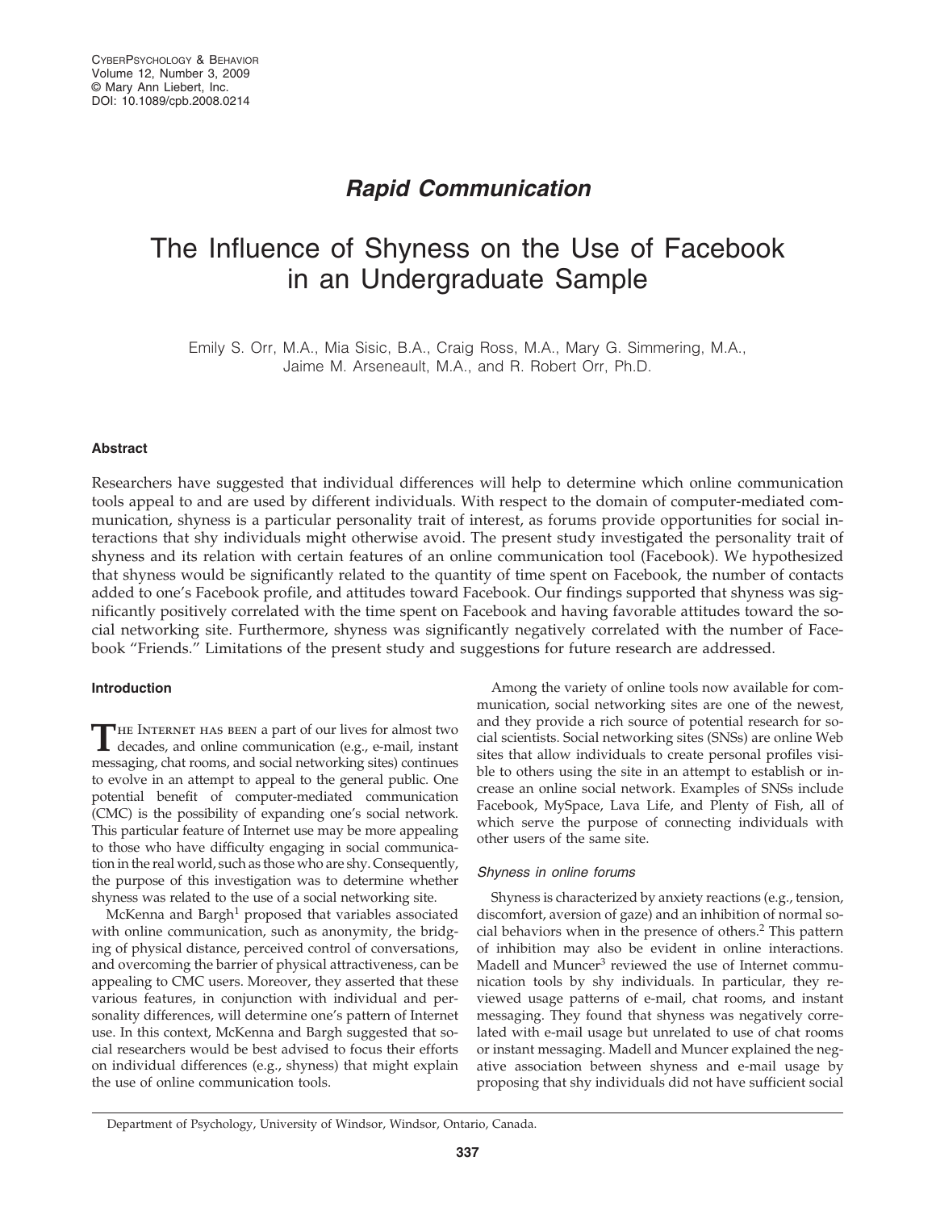## Rapid Communication

# The Influence of Shyness on the Use of Facebook in an Undergraduate Sample

Emily S. Orr, M.A., Mia Sisic, B.A., Craig Ross, M.A., Mary G. Simmering, M.A., Jaime M. Arseneault, M.A., and R. Robert Orr, Ph.D.

### Abstract

Researchers have suggested that individual differences will help to determine which online communication tools appeal to and are used by different individuals. With respect to the domain of computer-mediated communication, shyness is a particular personality trait of interest, as forums provide opportunities for social interactions that shy individuals might otherwise avoid. The present study investigated the personality trait of shyness and its relation with certain features of an online communication tool (Facebook). We hypothesized that shyness would be significantly related to the quantity of time spent on Facebook, the number of contacts added to one's Facebook profile, and attitudes toward Facebook. Our findings supported that shyness was significantly positively correlated with the time spent on Facebook and having favorable attitudes toward the social networking site. Furthermore, shyness was significantly negatively correlated with the number of Facebook "Friends." Limitations of the present study and suggestions for future research are addressed.

### Introduction

The Internet has been a part of our lives for almost two decades, and online communication (e.g., e-mail, instant messaging, chat rooms, and social networking sites) continues to evolve in an attempt to appeal to the general public. One potential benefit of computer-mediated communication (CMC) is the possibility of expanding one's social network. This particular feature of Internet use may be more appealing to those who have difficulty engaging in social communication in the real world, such as those who are shy. Consequently, the purpose of this investigation was to determine whether shyness was related to the use of a social networking site.

McKenna and Bargh[1] proposed that variables associated with online communication, such as anonymity, the bridging of physical distance, perceived control of conversations, and overcoming the barrier of physical attractiveness, can be appealing to CMC users. Moreover, they asserted that these various features, in conjunction with individual and personality differences, will determine one's pattern of Internet use. In this context, McKenna and Bargh suggested that social researchers would be best advised to focus their efforts on individual differences (e.g., shyness) that might explain the use of online communication tools.

Among the variety of online tools now available for communication, social networking sites are one of the newest, and they provide a rich source of potential research for social scientists. Social networking sites (SNSs) are online Web sites that allow individuals to create personal profiles visible to others using the site in an attempt to establish or increase an online social network. Examples of SNSs include Facebook, MySpace, Lava Life, and Plenty of Fish, all of which serve the purpose of connecting individuals with other users of the same site.

#### *Shyness in online forums*

Shyness is characterized by anxiety reactions (e.g., tension, discomfort, aversion of gaze) and an inhibition of normal social behaviors when in the presence of others.[2] This pattern of inhibition may also be evident in online interactions. Madell and Muncer[3] reviewed the use of Internet communication tools by shy individuals. In particular, they reviewed usage patterns of e-mail, chat rooms, and instant messaging. They found that shyness was negatively correlated with e-mail usage but unrelated to use of chat rooms or instant messaging. Madell and Muncer explained the negative association between shyness and e-mail usage by proposing that shy individuals did not have sufficient social

Department of Psychology, University of Windsor, Windsor, Ontario, Canada.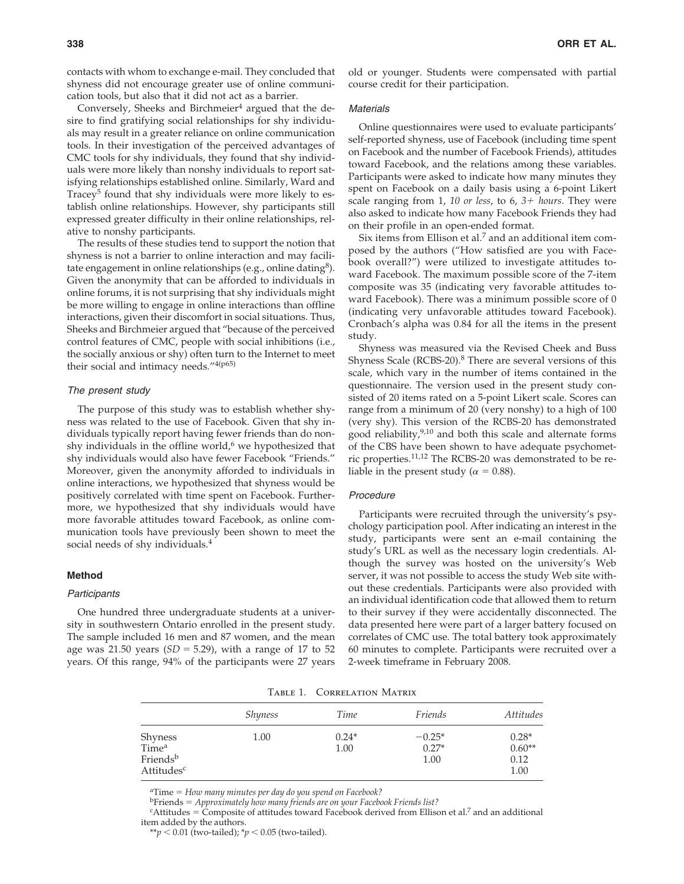contacts with whom to exchange e-mail. They concluded that shyness did not encourage greater use of online communication tools, but also that it did not act as a barrier.

Conversely, Sheeks and Birchmeier[4] argued that the desire to find gratifying social relationships for shy individuals may result in a greater reliance on online communication tools. In their investigation of the perceived advantages of CMC tools for shy individuals, they found that shy individuals were more likely than nonshy individuals to report satisfying relationships established online. Similarly, Ward and Tracey[5] found that shy individuals were more likely to establish online relationships. However, shy participants still expressed greater difficulty in their online relationships, relative to nonshy participants.

The results of these studies tend to support the notion that shyness is not a barrier to online interaction and may facilitate engagement in online relationships (e.g., online dating[8]). Given the anonymity that can be afforded to individuals in online forums, it is not surprising that shy individuals might be more willing to engage in online interactions than offline interactions, given their discomfort in social situations. Thus, Sheeks and Birchmeier argued that "because of the perceived control features of CMC, people with social inhibitions (i.e., the socially anxious or shy) often turn to the Internet to meet their social and intimacy needs."[4(p65)]

### *The present study*

The purpose of this study was to establish whether shyness was related to the use of Facebook. Given that shy individuals typically report having fewer friends than do nonshy individuals in the offline world,[6] we hypothesized that shy individuals would also have fewer Facebook "Friends." Moreover, given the anonymity afforded to individuals in online interactions, we hypothesized that shyness would be positively correlated with time spent on Facebook. Furthermore, we hypothesized that shy individuals would have more favorable attitudes toward Facebook, as online communication tools have previously been shown to meet the social needs of shy individuals.[4]

## Method

### *Participants*

One hundred three undergraduate students at a university in southwestern Ontario enrolled in the present study. The sample included 16 men and 87 women, and the mean age was 21.50 years ($SD = 5.29$), with a range of 17 to 52 years. Of this range, 94% of the participants were 27 years old or younger. Students were compensated with partial course credit for their participation.

### *Materials*

Online questionnaires were used to evaluate participants' self-reported shyness, use of Facebook (including time spent on Facebook and the number of Facebook Friends), attitudes toward Facebook, and the relations among these variables. Participants were asked to indicate how many minutes they spent on Facebook on a daily basis using a 6-point Likert scale ranging from 1, *10 or less*, to 6, *3+ hours*. They were also asked to indicate how many Facebook Friends they had on their profile in an open-ended format.

Six items from Ellison et al.[7] and an additional item composed by the authors ("How satisfied are you with Facebook overall?") were utilized to investigate attitudes toward Facebook. The maximum possible score of the 7-item composite was 35 (indicating very favorable attitudes toward Facebook). There was a minimum possible score of 0 (indicating very unfavorable attitudes toward Facebook). Cronbach's alpha was 0.84 for all the items in the present study.

Shyness was measured via the Revised Cheek and Buss Shyness Scale (RCBS-20).[8] There are several versions of this scale, which vary in the number of items contained in the questionnaire. The version used in the present study consisted of 20 items rated on a 5-point Likert scale. Scores can range from a minimum of 20 (very nonshy) to a high of 100 (very shy). This version of the RCBS-20 has demonstrated good reliability,[9,10] and both this scale and alternate forms of the CBS have been shown to have adequate psychometric properties.[11,12] The RCBS-20 was demonstrated to be reliable in the present study ($\alpha = 0.88$).

### *Procedure*

Participants were recruited through the university's psychology participation pool. After indicating an interest in the study, participants were sent an e-mail containing the study's URL as well as the necessary login credentials. Although the survey was hosted on the university's Web server, it was not possible to access the study Web site without these credentials. Participants were also provided with an individual identification code that allowed them to return to their survey if they were accidentally disconnected. The data presented here were part of a larger battery focused on correlates of CMC use. The total battery took approximately 60 minutes to complete. Participants were recruited over a 2-week timeframe in February 2008.

Table 1. Correlation Matrix

| | *Shyness* | *Time* | *Friends* | *Attitudes* |
|---|---|---|---|---|
| Shyness | 1.00 | 0.24* | −0.25* | 0.28* |
| Time[a] | | 1.00 | 0.27* | 0.60** |
| Friends[b] | | | 1.00 | 0.12 |
| Attitudes[c] | | | | 1.00 |

[a]Time = *How many minutes per day do you spend on Facebook?*

[b]Friends = *Approximately how many friends are on your Facebook Friends list?*

[c]Attitudes = Composite of attitudes toward Facebook derived from Ellison et al.[7] and an additional item added by the authors.

$^{**}p < 0.01$ (two-tailed); $^{*}p < 0.05$ (two-tailed).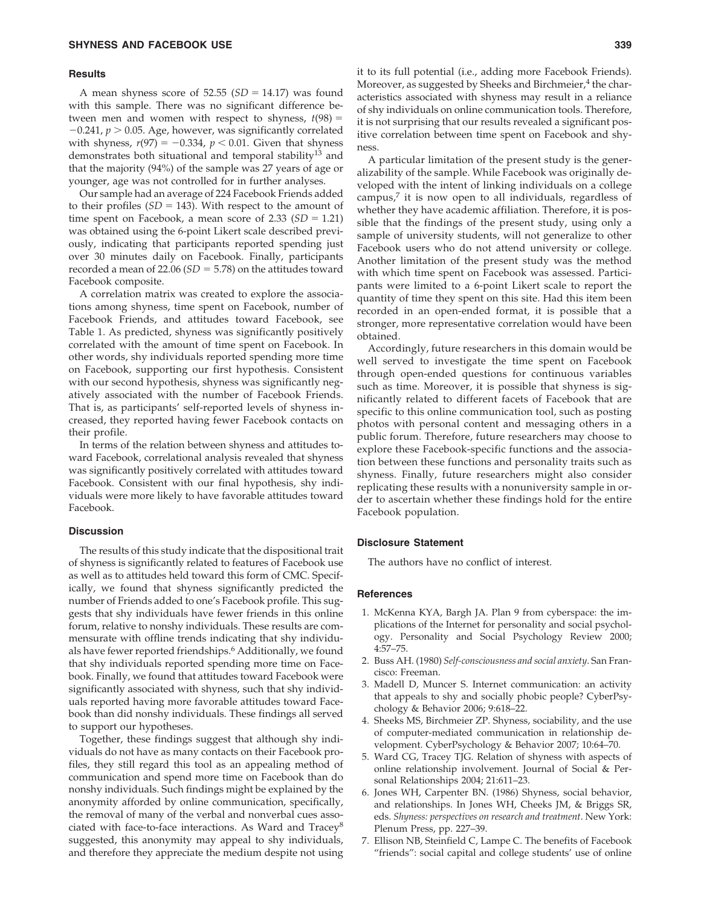## Results

A mean shyness score of 52.55 ($SD = 14.17$) was found with this sample. There was no significant difference between men and women with respect to shyness, $t(98) = -0.241$, $p > 0.05$. Age, however, was significantly correlated with shyness, $r(97) = -0.334$, $p < 0.01$. Given that shyness demonstrates both situational and temporal stability[13] and that the majority (94%) of the sample was 27 years of age or younger, age was not controlled for in further analyses.

Our sample had an average of 224 Facebook Friends added to their profiles ($SD = 143$). With respect to the amount of time spent on Facebook, a mean score of 2.33 ($SD = 1.21$) was obtained using the 6-point Likert scale described previously, indicating that participants reported spending just over 30 minutes daily on Facebook. Finally, participants recorded a mean of 22.06 ($SD = 5.78$) on the attitudes toward Facebook composite.

A correlation matrix was created to explore the associations among shyness, time spent on Facebook, number of Facebook Friends, and attitudes toward Facebook, see Table 1. As predicted, shyness was significantly positively correlated with the amount of time spent on Facebook. In other words, shy individuals reported spending more time on Facebook, supporting our first hypothesis. Consistent with our second hypothesis, shyness was significantly negatively associated with the number of Facebook Friends. That is, as participants' self-reported levels of shyness increased, they reported having fewer Facebook contacts on their profile.

In terms of the relation between shyness and attitudes toward Facebook, correlational analysis revealed that shyness was significantly positively correlated with attitudes toward Facebook. Consistent with our final hypothesis, shy individuals were more likely to have favorable attitudes toward Facebook.

## Discussion

The results of this study indicate that the dispositional trait of shyness is significantly related to features of Facebook use as well as to attitudes held toward this form of CMC. Specifically, we found that shyness significantly predicted the number of Friends added to one's Facebook profile. This suggests that shy individuals have fewer friends in this online forum, relative to nonshy individuals. These results are commensurate with offline trends indicating that shy individuals have fewer reported friendships.[6] Additionally, we found that shy individuals reported spending more time on Facebook. Finally, we found that attitudes toward Facebook were significantly associated with shyness, such that shy individuals reported having more favorable attitudes toward Facebook than did nonshy individuals. These findings all served to support our hypotheses.

Together, these findings suggest that although shy individuals do not have as many contacts on their Facebook profiles, they still regard this tool as an appealing method of communication and spend more time on Facebook than do nonshy individuals. Such findings might be explained by the anonymity afforded by online communication, specifically, the removal of many of the verbal and nonverbal cues associated with face-to-face interactions. As Ward and Tracey[8] suggested, this anonymity may appeal to shy individuals, and therefore they appreciate the medium despite not using it to its full potential (i.e., adding more Facebook Friends). Moreover, as suggested by Sheeks and Birchmeier,[4] the characteristics associated with shyness may result in a reliance of shy individuals on online communication tools. Therefore, it is not surprising that our results revealed a significant positive correlation between time spent on Facebook and shyness.

A particular limitation of the present study is the generalizability of the sample. While Facebook was originally developed with the intent of linking individuals on a college campus,[7] it is now open to all individuals, regardless of whether they have academic affiliation. Therefore, it is possible that the findings of the present study, using only a sample of university students, will not generalize to other Facebook users who do not attend university or college. Another limitation of the present study was the method with which time spent on Facebook was assessed. Participants were limited to a 6-point Likert scale to report the quantity of time they spent on this site. Had this item been recorded in an open-ended format, it is possible that a stronger, more representative correlation would have been obtained.

Accordingly, future researchers in this domain would be well served to investigate the time spent on Facebook through open-ended questions for continuous variables such as time. Moreover, it is possible that shyness is significantly related to different facets of Facebook that are specific to this online communication tool, such as posting photos with personal content and messaging others in a public forum. Therefore, future researchers may choose to explore these Facebook-specific functions and the association between these functions and personality traits such as shyness. Finally, future researchers might also consider replicating these results with a nonuniversity sample in order to ascertain whether these findings hold for the entire Facebook population.

## Disclosure Statement

The authors have no conflict of interest.

## References

1. McKenna KYA, Bargh JA. Plan 9 from cyberspace: the implications of the Internet for personality and social psychology. Personality and Social Psychology Review 2000; 4:57–75.
2. Buss AH. (1980) *Self-consciousness and social anxiety*. San Francisco: Freeman.
3. Madell D, Muncer S. Internet communication: an activity that appeals to shy and socially phobic people? CyberPsychology & Behavior 2006; 9:618–22.
4. Sheeks MS, Birchmeier ZP. Shyness, sociability, and the use of computer-mediated communication in relationship development. CyberPsychology & Behavior 2007; 10:64–70.
5. Ward CG, Tracey TJG. Relation of shyness with aspects of online relationship involvement. Journal of Social & Personal Relationships 2004; 21:611–23.
6. Jones WH, Carpenter BN. (1986) Shyness, social behavior, and relationships. In Jones WH, Cheeks JM, & Briggs SR, eds. *Shyness: perspectives on research and treatment*. New York: Plenum Press, pp. 227–39.
7. Ellison NB, Steinfield C, Lampe C. The benefits of Facebook "friends": social capital and college students' use of online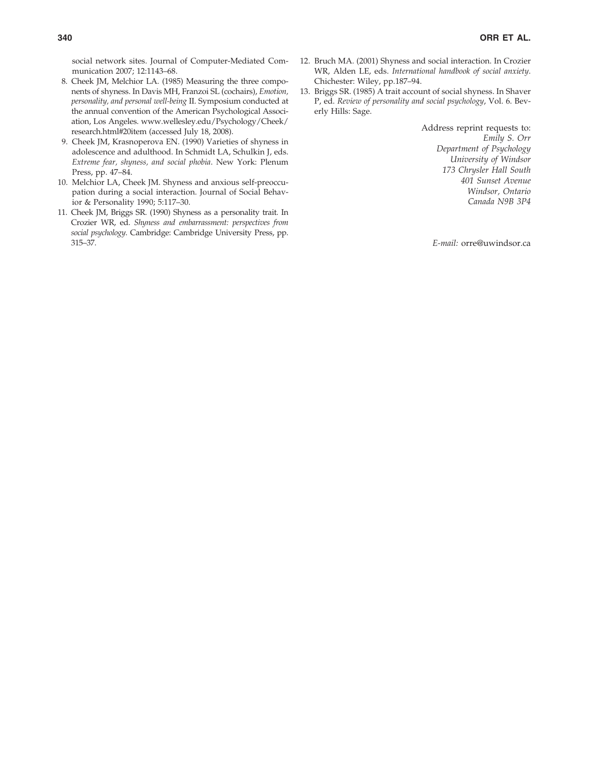social network sites. Journal of Computer-Mediated Communication 2007; 12:1143–68.

8. Cheek JM, Melchior LA. (1985) Measuring the three components of shyness. In Davis MH, Franzoi SL (cochairs), *Emotion, personality, and personal well-being* II. Symposium conducted at the annual convention of the American Psychological Association, Los Angeles. www.wellesley.edu/Psychology/Cheek/research.html#20item (accessed July 18, 2008).
9. Cheek JM, Krasnoperova EN. (1990) Varieties of shyness in adolescence and adulthood. In Schmidt LA, Schulkin J, eds. *Extreme fear, shyness, and social phobia*. New York: Plenum Press, pp. 47–84.
10. Melchior LA, Cheek JM. Shyness and anxious self-preoccupation during a social interaction. Journal of Social Behavior & Personality 1990; 5:117–30.
11. Cheek JM, Briggs SR. (1990) Shyness as a personality trait. In Crozier WR, ed. *Shyness and embarrassment: perspectives from social psychology*. Cambridge: Cambridge University Press, pp. 315–37.
12. Bruch MA. (2001) Shyness and social interaction. In Crozier WR, Alden LE, eds. *International handbook of social anxiety*. Chichester: Wiley, pp.187–94.
13. Briggs SR. (1985) A trait account of social shyness. In Shaver P, ed. *Review of personality and social psychology*, Vol. 6. Beverly Hills: Sage.

Address reprint requests to:
*Emily S. Orr*
*Department of Psychology*
*University of Windsor*
*173 Chrysler Hall South*
*401 Sunset Avenue*
*Windsor, Ontario*
*Canada N9B 3P4*

*E-mail:* orre@uwindsor.ca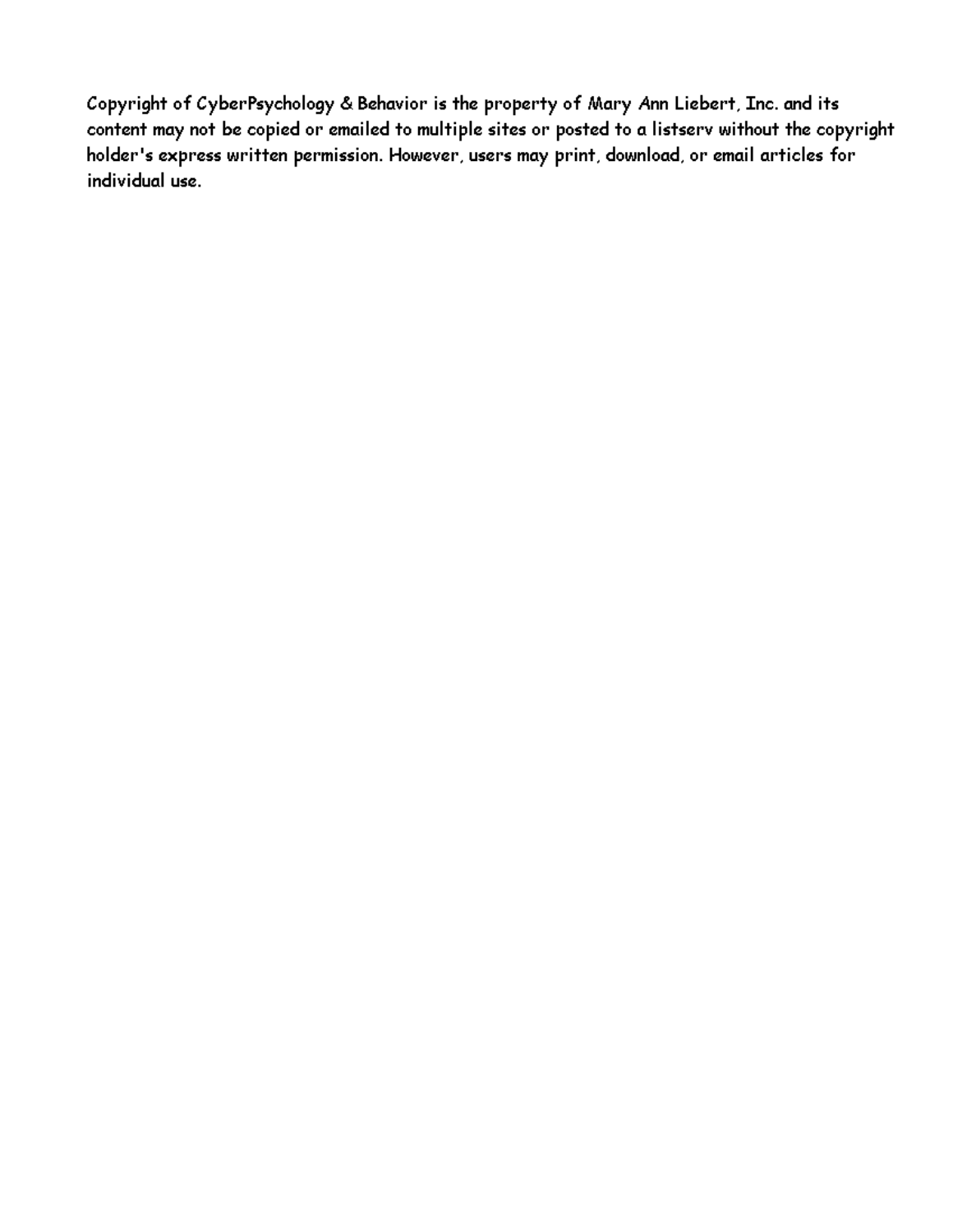Copyright of CyberPsychology & Behavior is the property of Mary Ann Liebert, Inc. and its content may not be copied or emailed to multiple sites or posted to a listserv without the copyright holder's express written permission. However, users may print, download, or email articles for individual use.